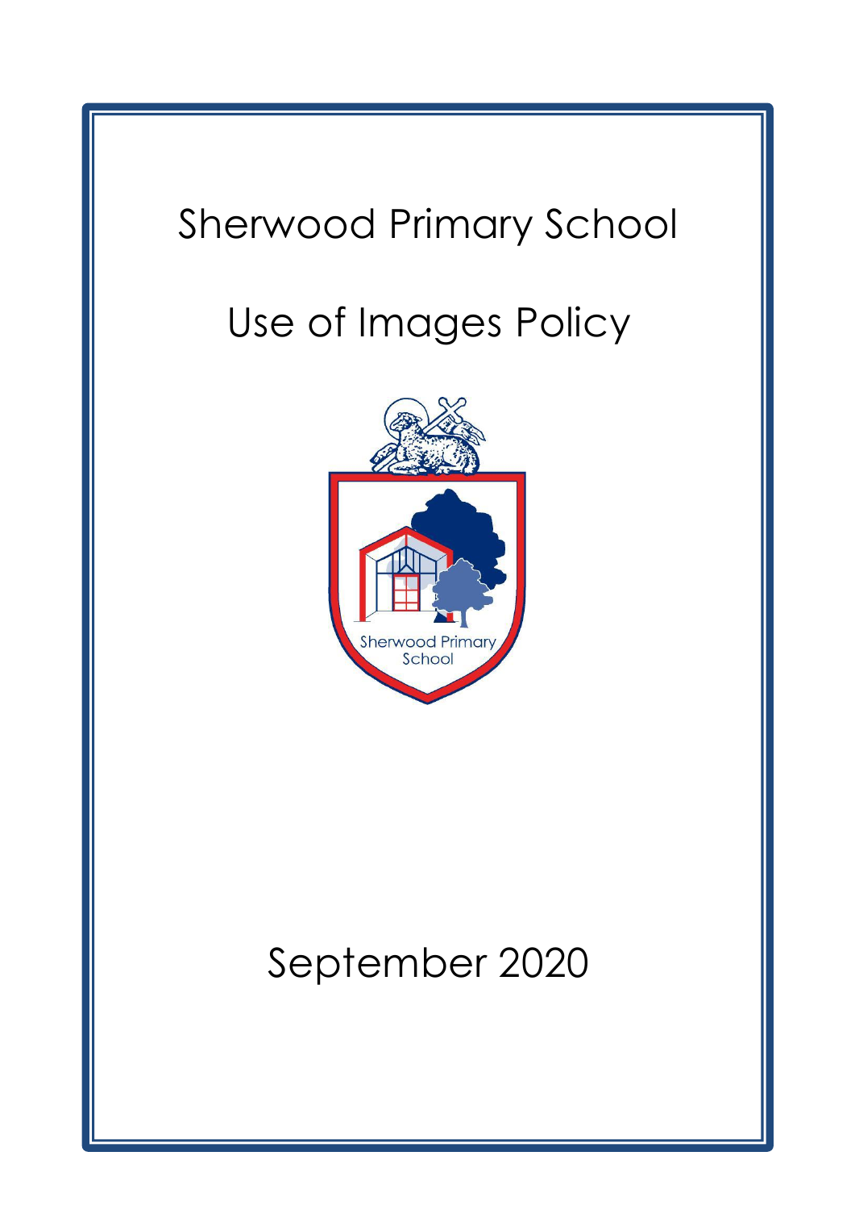# Sherwood Primary School

# Use of Images Policy

September 2020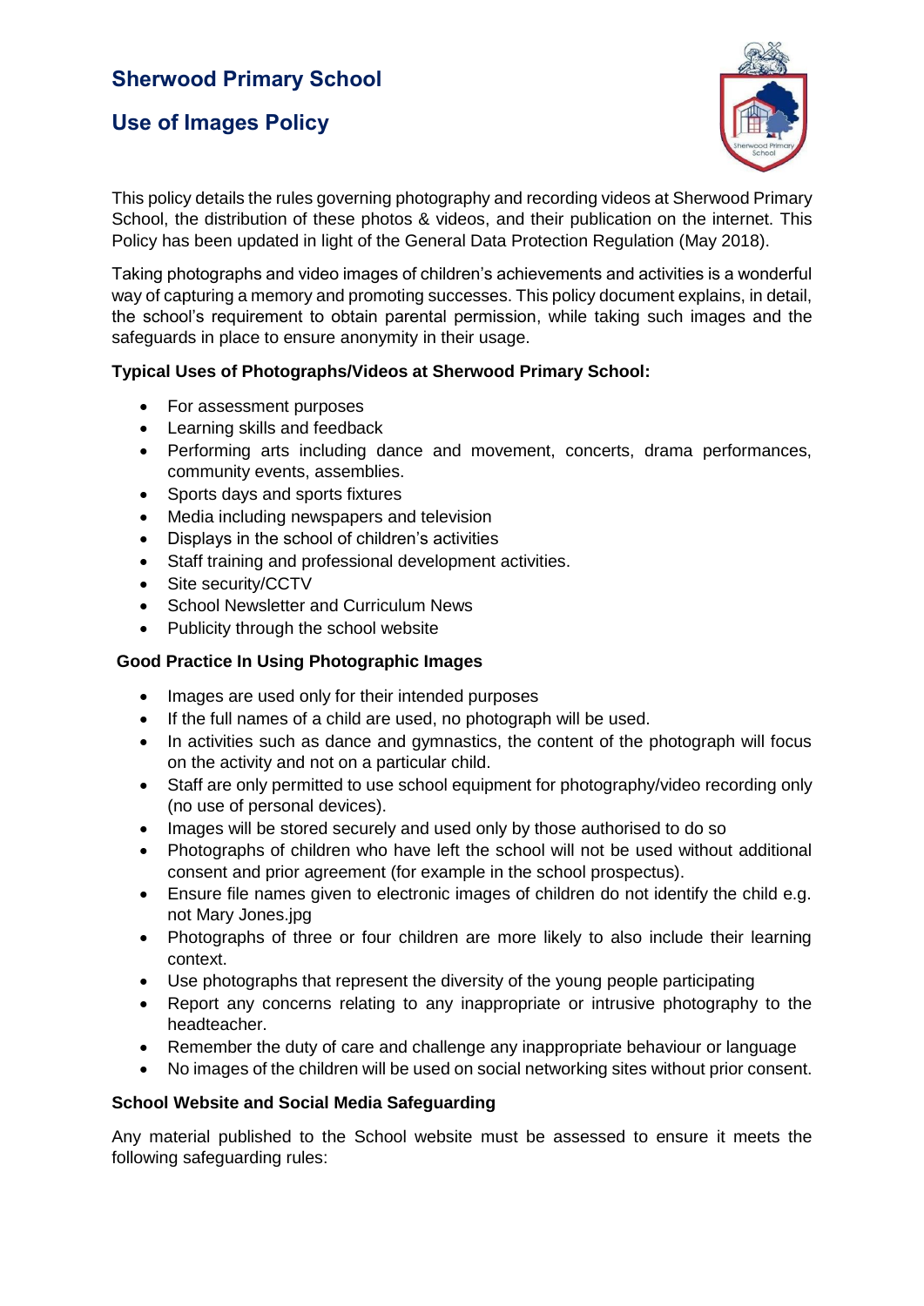# Sherwood Primary School

## Use of Images Policy

This policy details the rules governing photography and recording videos at Sherwood Primary School, the distribution of these photos & videos, and their publication on the internet. This Policy has been updated in light of the General Data Protection Regulation (May 2018).

Taking photographs and video images of children's achievements and activities is a wonderful way of capturing a memory and promoting successes. This policy document explains, in detail, the school's requirement to obtain parental permission, while taking such images and the safeguards in place to ensure anonymity in their usage.

**Typical Uses of Photographs/Videos at Sherwood Primary School:**

- For assessment purposes
- Learning skills and feedback
- Performing arts including dance and movement, concerts, drama performances, community events, assemblies.
- Sports days and sports fixtures
- Media including newspapers and television
- Displays in the school of children's activities
- Staff training and professional development activities.
- Site security/CCTV
- School Newsletter and Curriculum News
- Publicity through the school website

**Good Practice In Using Photographic Images**

- Images are used only for their intended purposes
- If the full names of a child are used, no photograph will be used.
- In activities such as dance and gymnastics, the content of the photograph will focus on the activity and not on a particular child.
- Staff are only permitted to use school equipment for photography/video recording only (no use of personal devices).
- Images will be stored securely and used only by those authorised to do so
- Photographs of children who have left the school will not be used without additional consent and prior agreement (for example in the school prospectus).
- Ensure file names given to electronic images of children do not identify the child e.g. not Mary Jones.jpg
- Photographs of three or four children are more likely to also include their learning context.
- Use photographs that represent the diversity of the young people participating
- Report any concerns relating to any inappropriate or intrusive photography to the headteacher.
- Remember the duty of care and challenge any inappropriate behaviour or language
- No images of the children will be used on social networking sites without prior consent.

**School Website and Social Media Safeguarding**

Any material published to the School website must be assessed to ensure it meets the following safeguarding rules: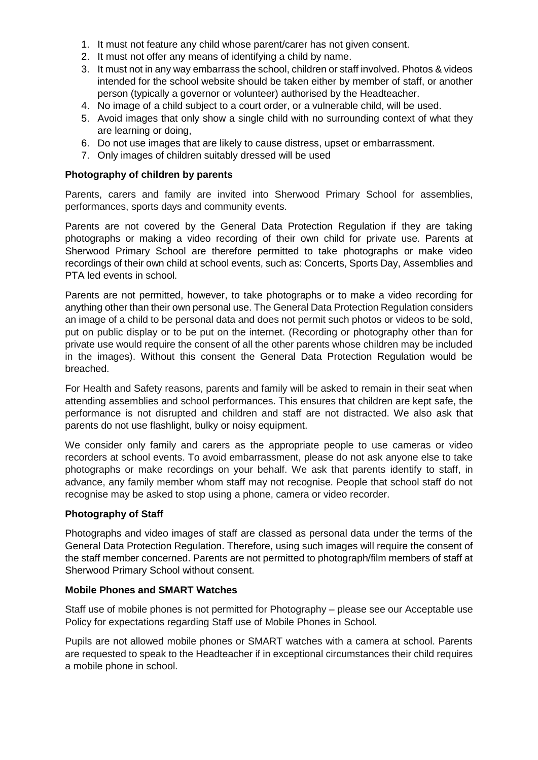1. It must not feature any child whose parent/carer has not given consent.
2. It must not offer any means of identifying a child by name.
3. It must not in any way embarrass the school, children or staff involved. Photos & videos intended for the school website should be taken either by member of staff, or another person (typically a governor or volunteer) authorised by the Headteacher.
4. No image of a child subject to a court order, or a vulnerable child, will be used.
5. Avoid images that only show a single child with no surrounding context of what they are learning or doing,
6. Do not use images that are likely to cause distress, upset or embarrassment.
7. Only images of children suitably dressed will be used

**Photography of children by parents**

Parents, carers and family are invited into Sherwood Primary School for assemblies, performances, sports days and community events.

Parents are not covered by the General Data Protection Regulation if they are taking photographs or making a video recording of their own child for private use. Parents at Sherwood Primary School are therefore permitted to take photographs or make video recordings of their own child at school events, such as: Concerts, Sports Day, Assemblies and PTA led events in school.

Parents are not permitted, however, to take photographs or to make a video recording for anything other than their own personal use. The General Data Protection Regulation considers an image of a child to be personal data and does not permit such photos or videos to be sold, put on public display or to be put on the internet. (Recording or photography other than for private use would require the consent of all the other parents whose children may be included in the images). Without this consent the General Data Protection Regulation would be breached.

For Health and Safety reasons, parents and family will be asked to remain in their seat when attending assemblies and school performances. This ensures that children are kept safe, the performance is not disrupted and children and staff are not distracted. We also ask that parents do not use flashlight, bulky or noisy equipment.

We consider only family and carers as the appropriate people to use cameras or video recorders at school events. To avoid embarrassment, please do not ask anyone else to take photographs or make recordings on your behalf. We ask that parents identify to staff, in advance, any family member whom staff may not recognise. People that school staff do not recognise may be asked to stop using a phone, camera or video recorder.

**Photography of Staff**

Photographs and video images of staff are classed as personal data under the terms of the General Data Protection Regulation. Therefore, using such images will require the consent of the staff member concerned. Parents are not permitted to photograph/film members of staff at Sherwood Primary School without consent.

**Mobile Phones and SMART Watches**

Staff use of mobile phones is not permitted for Photography – please see our Acceptable use Policy for expectations regarding Staff use of Mobile Phones in School.

Pupils are not allowed mobile phones or SMART watches with a camera at school. Parents are requested to speak to the Headteacher if in exceptional circumstances their child requires a mobile phone in school.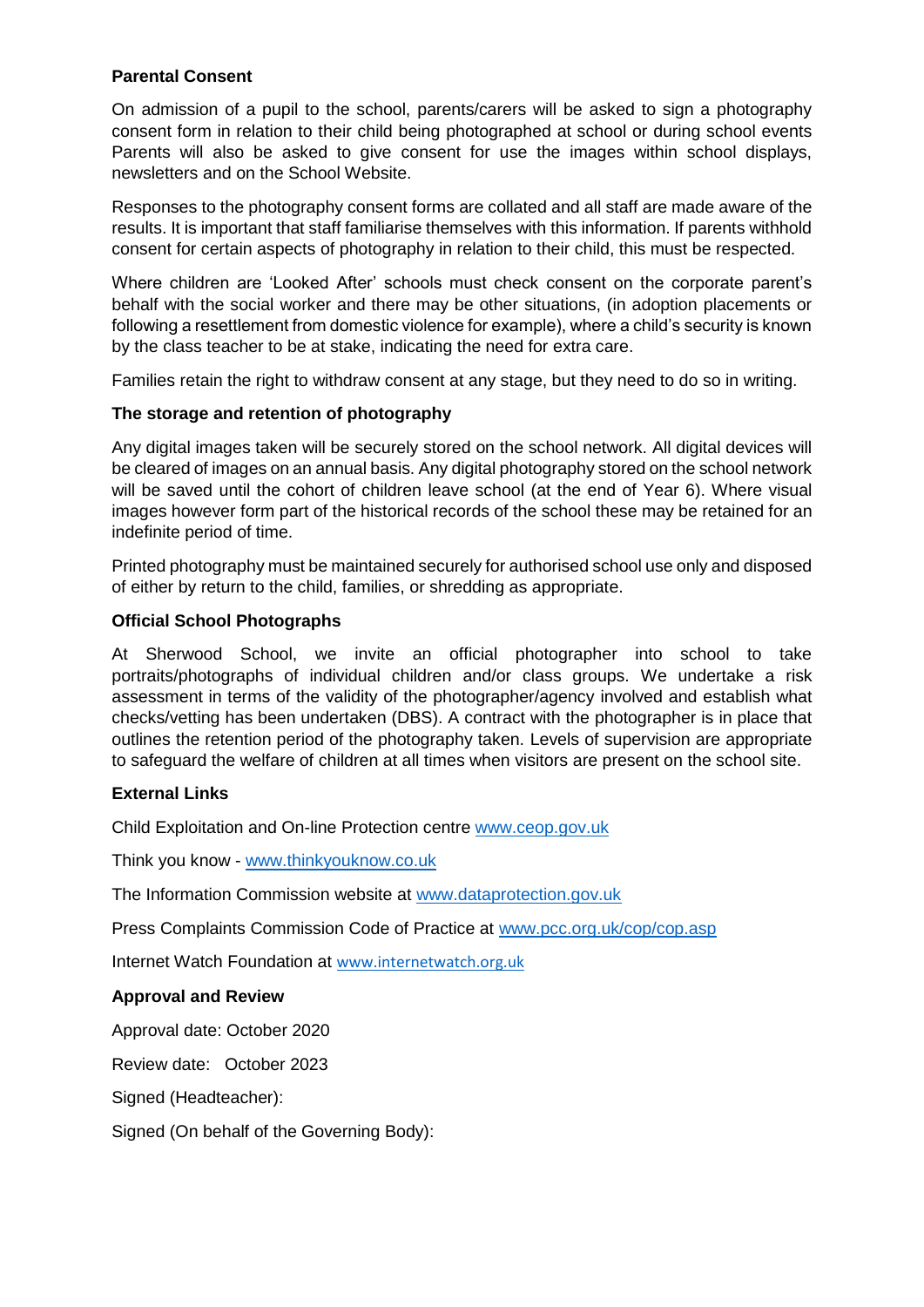**Parental Consent**

On admission of a pupil to the school, parents/carers will be asked to sign a photography consent form in relation to their child being photographed at school or during school events Parents will also be asked to give consent for use the images within school displays, newsletters and on the School Website.

Responses to the photography consent forms are collated and all staff are made aware of the results. It is important that staff familiarise themselves with this information. If parents withhold consent for certain aspects of photography in relation to their child, this must be respected.

Where children are 'Looked After' schools must check consent on the corporate parent's behalf with the social worker and there may be other situations, (in adoption placements or following a resettlement from domestic violence for example), where a child's security is known by the class teacher to be at stake, indicating the need for extra care.

Families retain the right to withdraw consent at any stage, but they need to do so in writing.

**The storage and retention of photography**

Any digital images taken will be securely stored on the school network. All digital devices will be cleared of images on an annual basis. Any digital photography stored on the school network will be saved until the cohort of children leave school (at the end of Year 6). Where visual images however form part of the historical records of the school these may be retained for an indefinite period of time.

Printed photography must be maintained securely for authorised school use only and disposed of either by return to the child, families, or shredding as appropriate.

**Official School Photographs**

At Sherwood School, we invite an official photographer into school to take portraits/photographs of individual children and/or class groups. We undertake a risk assessment in terms of the validity of the photographer/agency involved and establish what checks/vetting has been undertaken (DBS). A contract with the photographer is in place that outlines the retention period of the photography taken. Levels of supervision are appropriate to safeguard the welfare of children at all times when visitors are present on the school site.

**External Links**

Child Exploitation and On-line Protection centre www.ceop.gov.uk

Think you know - www.thinkyouknow.co.uk

The Information Commission website at www.dataprotection.gov.uk

Press Complaints Commission Code of Practice at www.pcc.org.uk/cop/cop.asp

Internet Watch Foundation at www.internetwatch.org.uk

**Approval and Review**

Approval date: October 2020

Review date: October 2023

Signed (Headteacher):

Signed (On behalf of the Governing Body):